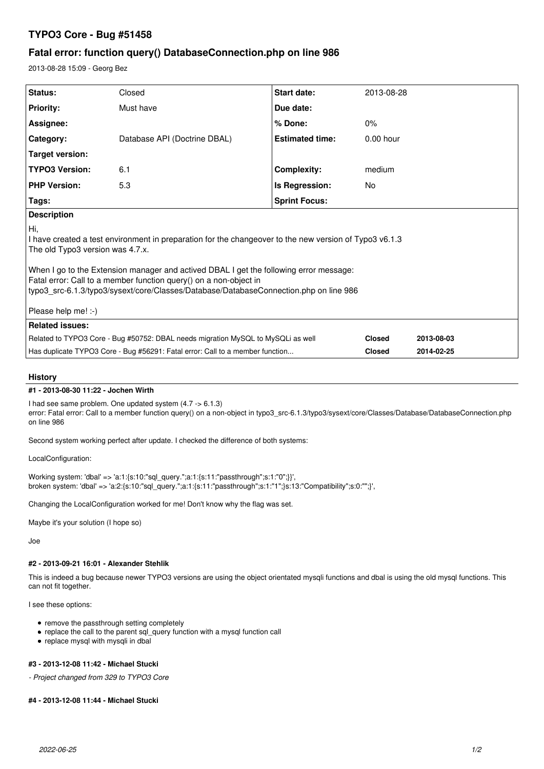# TYPO3 Core - Bug #51458

## Fatal error: function query() DatabaseConnection.php on line 986

2013-08-28 15:09 - Georg Bez

| Status: | Closed | Start date: | 2013-08-28 |
|---|---|---|---|
| Priority: | Must have | Due date: | |
| Assignee: | | % Done: | 0% |
| Category: | Database API (Doctrine DBAL) | Estimated time: | 0.00 hour |
| Target version: | | | |
| TYPO3 Version: | 6.1 | Complexity: | medium |
| PHP Version: | 5.3 | Is Regression: | No |
| Tags: | | Sprint Focus: | |

**Description**

Hi,
I have created a test environment in preparation for the changeover to the new version of Typo3 v6.1.3
The old Typo3 version was 4.7.x.

When I go to the Extension manager and actived DBAL I get the following error message:
Fatal error: Call to a member function query() on a non-object in
typo3_src-6.1.3/typo3/sysext/core/Classes/Database/DatabaseConnection.php on line 986

Please help me! :-)

**Related issues:**

| | | |
|---|---|---|
| Related to TYPO3 Core - Bug #50752: DBAL needs migration MySQL to MySQLi as well | Closed | 2013-08-03 |
| Has duplicate TYPO3 Core - Bug #56291: Fatal error: Call to a member function... | Closed | 2014-02-25 |

## History

#### #1 - 2013-08-30 11:22 - Jochen Wirth

I had see same problem. One updated system (4.7 -> 6.1.3)
error: Fatal error: Call to a member function query() on a non-object in typo3_src-6.1.3/typo3/sysext/core/Classes/Database/DatabaseConnection.php on line 986

Second system working perfect after update. I checked the difference of both systems:

LocalConfiguration:

Working system: 'dbal' => 'a:1:{s:10:"sql_query.";a:1:{s:11:"passthrough";s:1:"0";}}',
broken system: 'dbal' => 'a:2:{s:10:"sql_query.";a:1:{s:11:"passthrough";s:1:"1";}s:13:"Compatibility";s:0:"";}',

Changing the LocalConfiguration worked for me! Don't know why the flag was set.

Maybe it's your solution (I hope so)

Joe

#### #2 - 2013-09-21 16:01 - Alexander Stehlik

This is indeed a bug because newer TYPO3 versions are using the object orientated mysqli functions and dbal is using the old mysql functions. This can not fit together.

I see these options:

- remove the passthrough setting completely
- replace the call to the parent sql_query function with a mysql function call
- replace mysql with mysqli in dbal

#### #3 - 2013-12-08 11:42 - Michael Stucki

*- Project changed from 329 to TYPO3 Core*

#### #4 - 2013-12-08 11:44 - Michael Stucki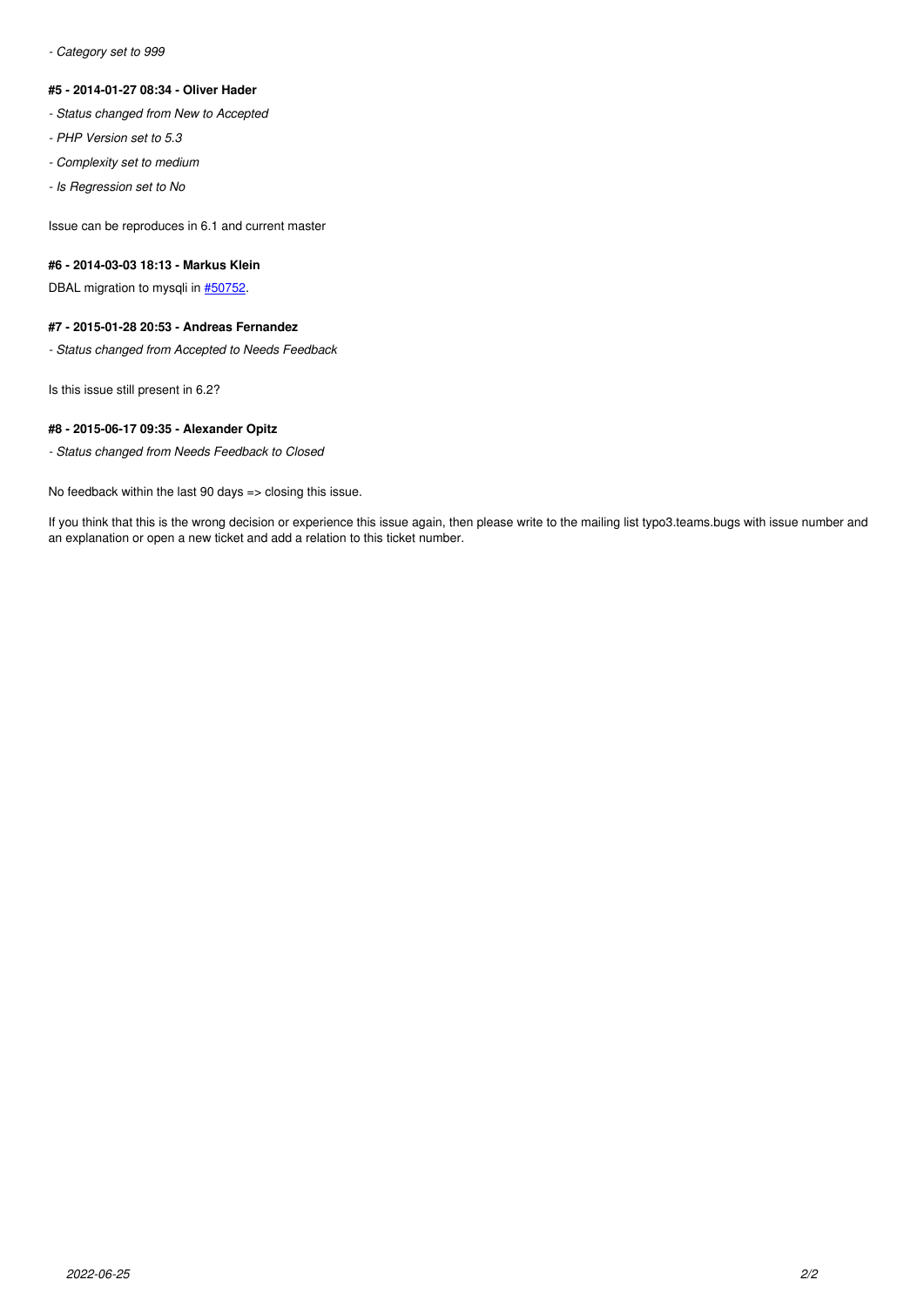*- Category set to 999*

#### #5 - 2014-01-27 08:34 - Oliver Hader

*- Status changed from New to Accepted*

*- PHP Version set to 5.3*

*- Complexity set to medium*

*- Is Regression set to No*

Issue can be reproduces in 6.1 and current master

#### #6 - 2014-03-03 18:13 - Markus Klein

DBAL migration to mysqli in #50752.

#### #7 - 2015-01-28 20:53 - Andreas Fernandez

*- Status changed from Accepted to Needs Feedback*

Is this issue still present in 6.2?

#### #8 - 2015-06-17 09:35 - Alexander Opitz

*- Status changed from Needs Feedback to Closed*

No feedback within the last 90 days => closing this issue.

If you think that this is the wrong decision or experience this issue again, then please write to the mailing list typo3.teams.bugs with issue number and an explanation or open a new ticket and add a relation to this ticket number.